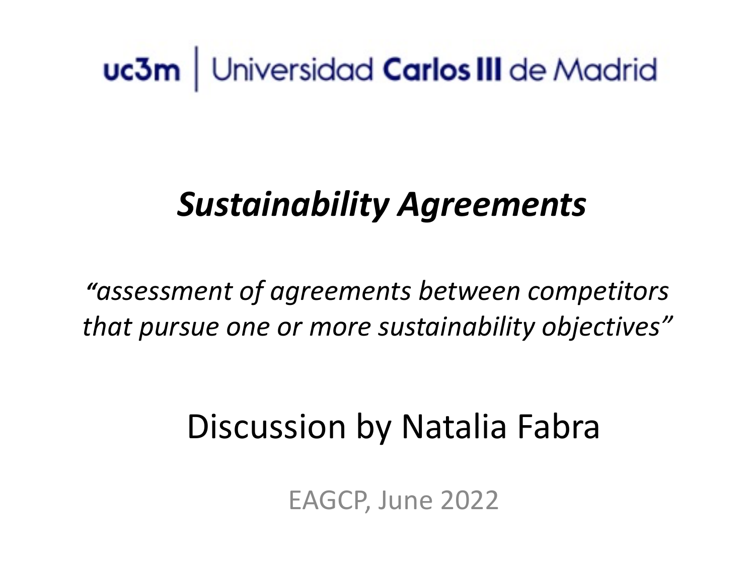uc3m | Universidad **Carlos III** de Madrid

# *Sustainability Agreements*

*"assessment of agreements between competitors that pursue one or more sustainability objectives"*

## Discussion by Natalia Fabra

EAGCP, June 2022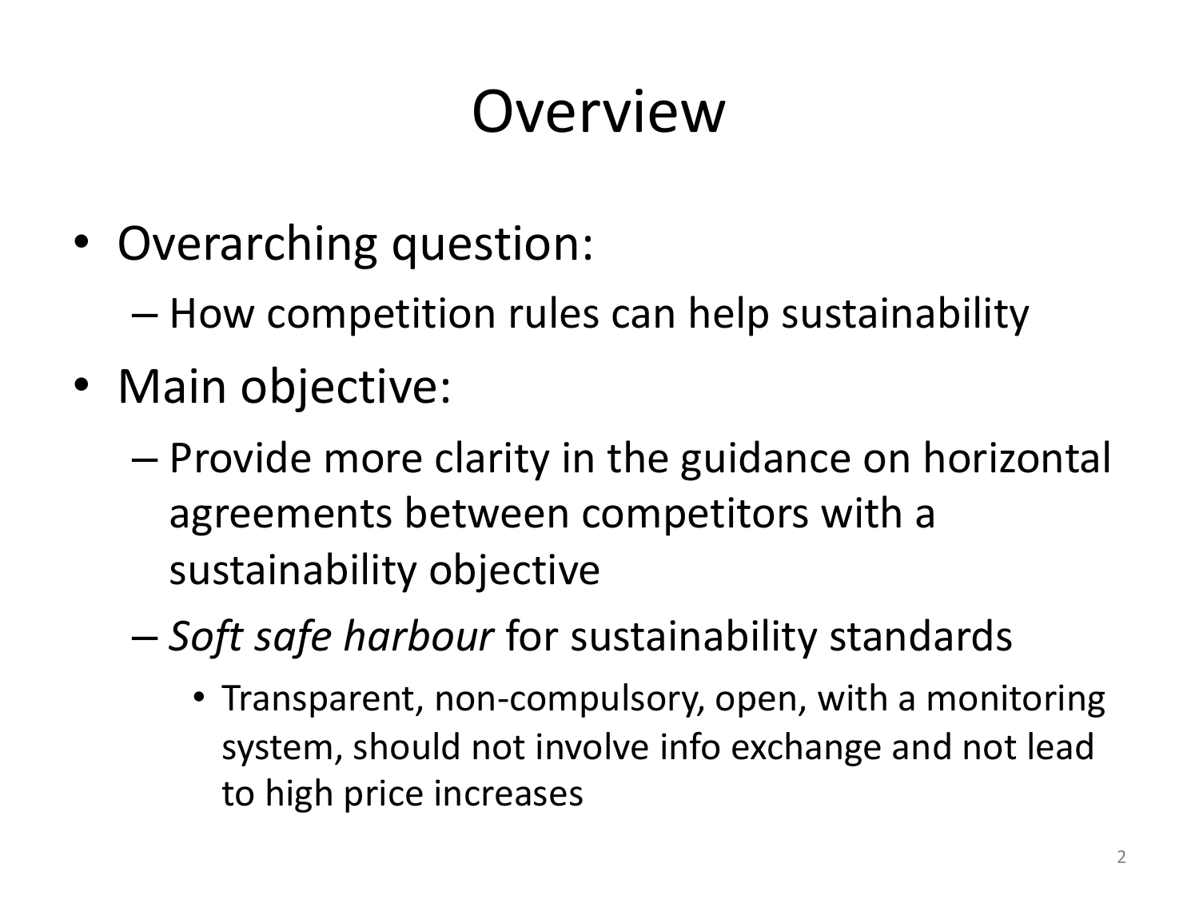# Overview

- Overarching question:
  - How competition rules can help sustainability
- Main objective:
  - Provide more clarity in the guidance on horizontal agreements between competitors with a sustainability objective
  - *Soft safe harbour* for sustainability standards
    - Transparent, non-compulsory, open, with a monitoring system, should not involve info exchange and not lead to high price increases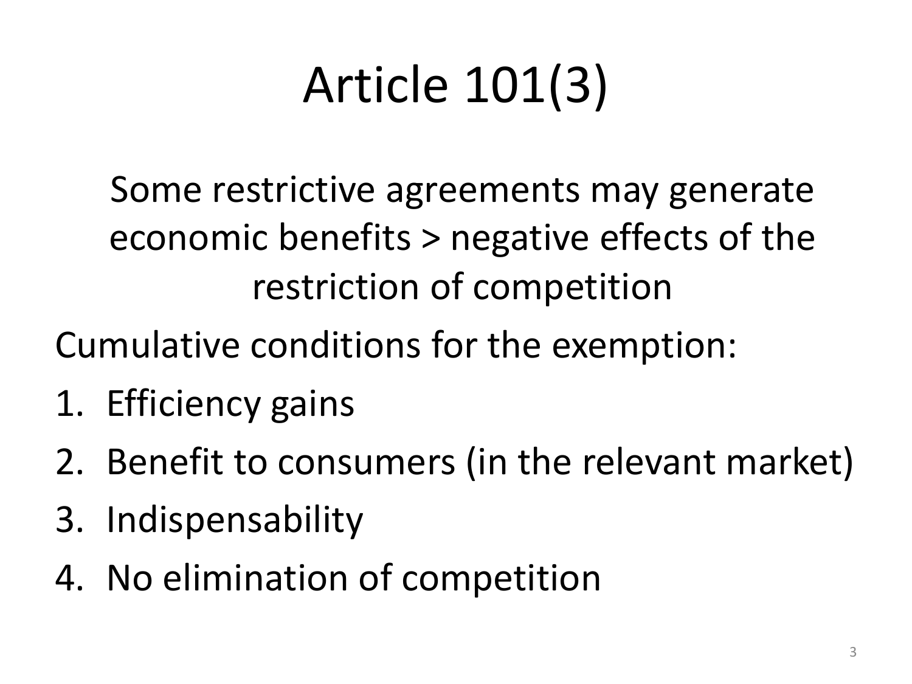# Article 101(3)

Some restrictive agreements may generate economic benefits > negative effects of the restriction of competition

Cumulative conditions for the exemption:

1. Efficiency gains
2. Benefit to consumers (in the relevant market)
3. Indispensability
4. No elimination of competition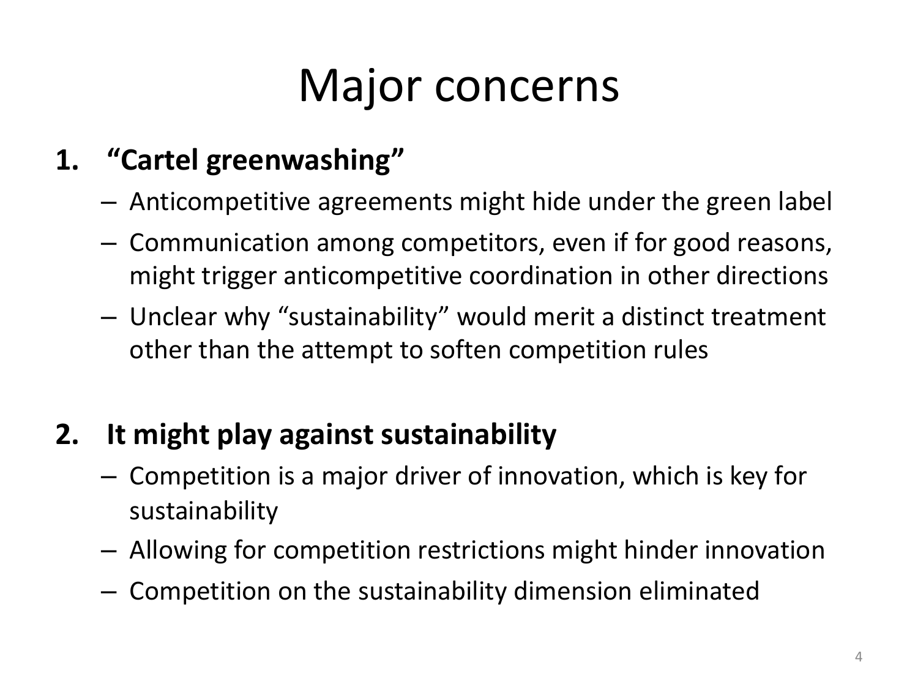# Major concerns

1. **"Cartel greenwashing"**
   - Anticompetitive agreements might hide under the green label
   - Communication among competitors, even if for good reasons, might trigger anticompetitive coordination in other directions
   - Unclear why "sustainability" would merit a distinct treatment other than the attempt to soften competition rules

2. **It might play against sustainability**
   - Competition is a major driver of innovation, which is key for sustainability
   - Allowing for competition restrictions might hinder innovation
   - Competition on the sustainability dimension eliminated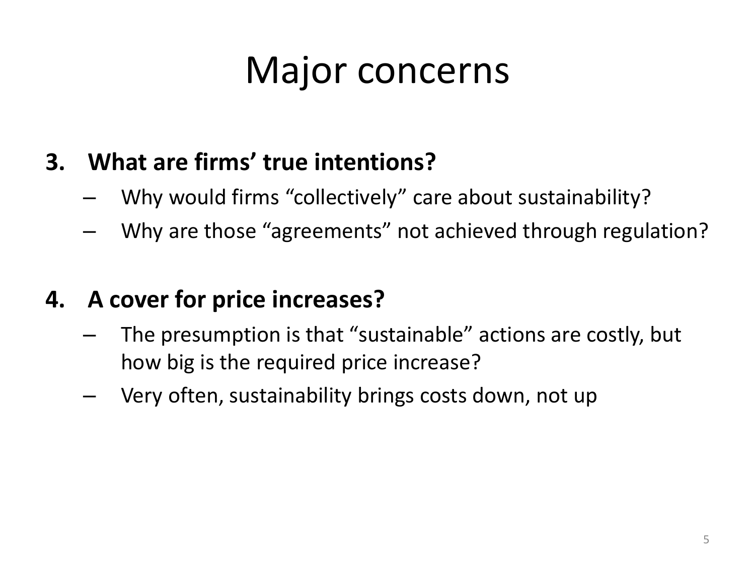# Major concerns

3. **What are firms' true intentions?**
   - Why would firms "collectively" care about sustainability?
   - Why are those "agreements" not achieved through regulation?

4. **A cover for price increases?**
   - The presumption is that "sustainable" actions are costly, but how big is the required price increase?
   - Very often, sustainability brings costs down, not up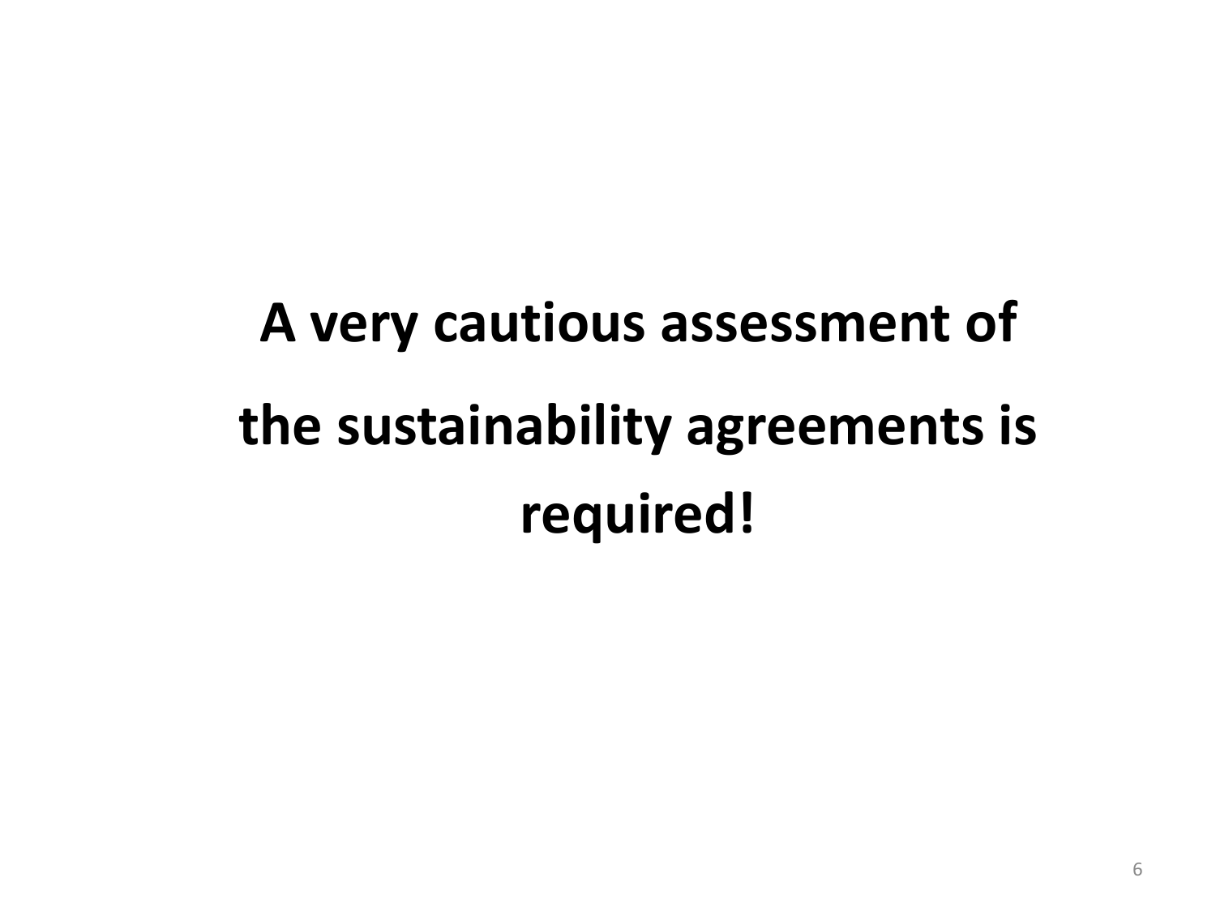**A very cautious assessment of the sustainability agreements is required!**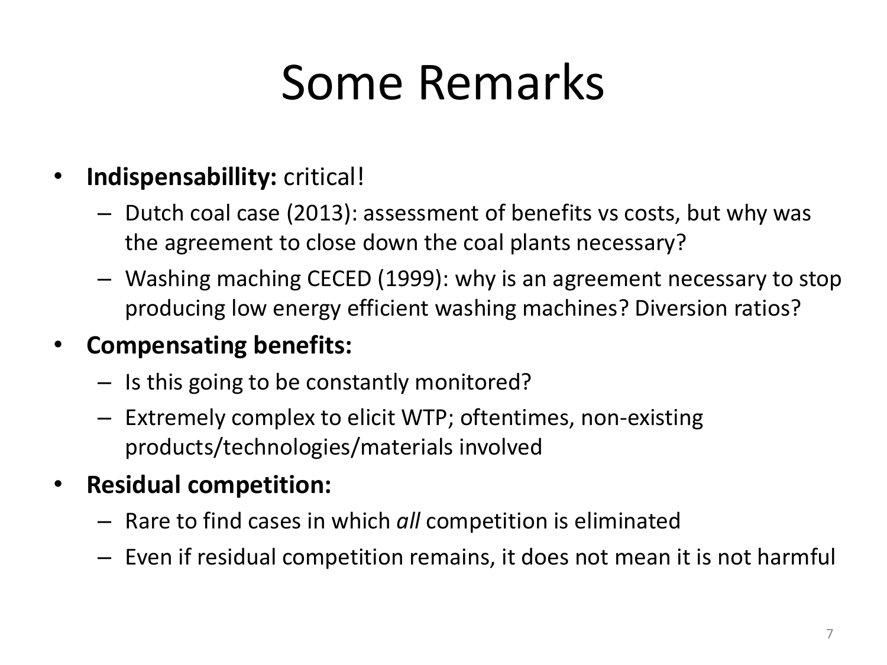# Some Remarks

- **Indispensabillity:** critical!
  - Dutch coal case (2013): assessment of benefits vs costs, but why was the agreement to close down the coal plants necessary?
  - Washing maching CECED (1999): why is an agreement necessary to stop producing low energy efficient washing machines? Diversion ratios?
- **Compensating benefits:**
  - Is this going to be constantly monitored?
  - Extremely complex to elicit WTP; oftentimes, non-existing products/technologies/materials involved
- **Residual competition:**
  - Rare to find cases in which *all* competition is eliminated
  - Even if residual competition remains, it does not mean it is not harmful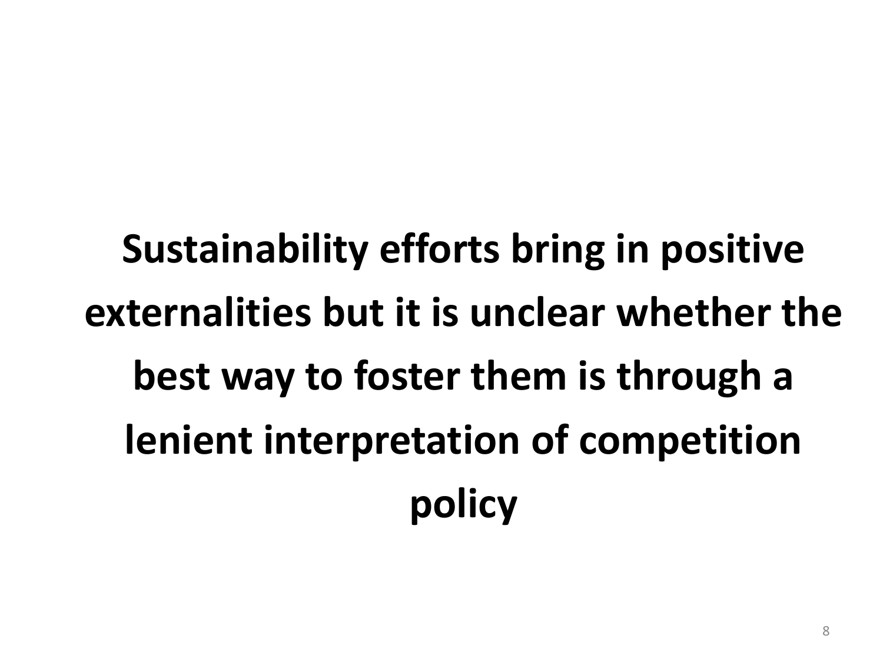**Sustainability efforts bring in positive externalities but it is unclear whether the best way to foster them is through a lenient interpretation of competition policy**